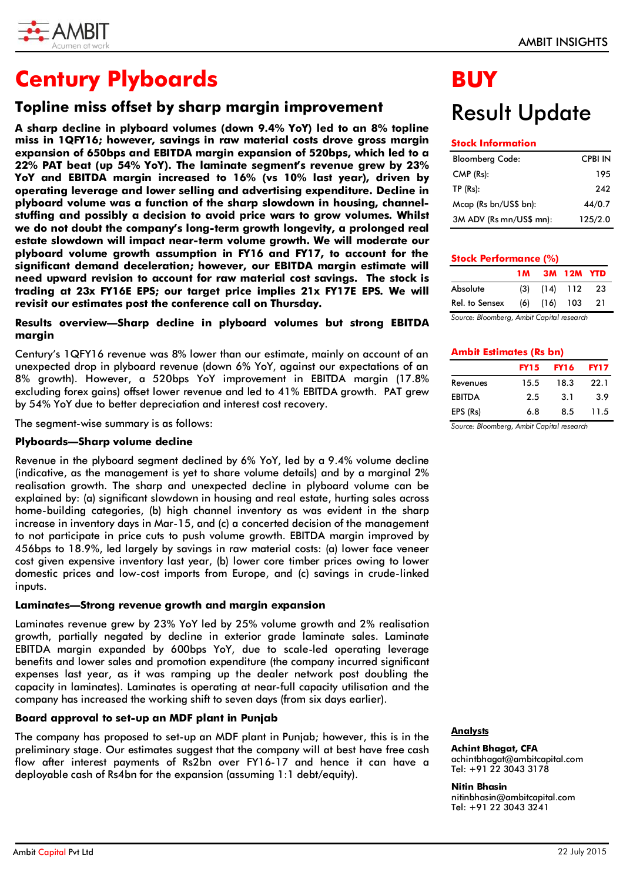# Century Plyboards

## Topline miss offset by sharp margin improvement

**A sharp decline in plyboard volumes (down 9.4% YoY) led to an 8% topline miss in 1QFY16; however, savings in raw material costs drove gross margin expansion of 650bps and EBITDA margin expansion of 520bps, which led to a 22% PAT beat (up 54% YoY). The laminate segment's revenue grew by 23% YoY and EBITDA margin increased to 16% (vs 10% last year), driven by operating leverage and lower selling and advertising expenditure. Decline in plyboard volume was a function of the sharp slowdown in housing, channel-stuffing and possibly a decision to avoid price wars to grow volumes. Whilst we do not doubt the company's long-term growth longevity, a prolonged real estate slowdown will impact near-term volume growth. We will moderate our plyboard volume growth assumption in FY16 and FY17, to account for the significant demand deceleration; however, our EBITDA margin estimate will need upward revision to account for raw material cost savings. The stock is trading at 23x FY16E EPS; our target price implies 21x FY17E EPS. We will revisit our estimates post the conference call on Thursday.**

### Results overview—Sharp decline in plyboard volumes but strong EBITDA margin

Century's 1QFY16 revenue was 8% lower than our estimate, mainly on account of an unexpected drop in plyboard revenue (down 6% YoY, against our expectations of an 8% growth). However, a 520bps YoY improvement in EBITDA margin (17.8% excluding forex gains) offset lower revenue and led to 41% EBITDA growth. PAT grew by 54% YoY due to better depreciation and interest cost recovery.

The segment-wise summary is as follows:

### Plyboards—Sharp volume decline

Revenue in the plyboard segment declined by 6% YoY, led by a 9.4% volume decline (indicative, as the management is yet to share volume details) and by a marginal 2% realisation growth. The sharp and unexpected decline in plyboard volume can be explained by: (a) significant slowdown in housing and real estate, hurting sales across home-building categories, (b) high channel inventory as was evident in the sharp increase in inventory days in Mar-15, and (c) a concerted decision of the management to not participate in price cuts to push volume growth. EBITDA margin improved by 456bps to 18.9%, led largely by savings in raw material costs: (a) lower face veneer cost given expensive inventory last year, (b) lower core timber prices owing to lower domestic prices and low-cost imports from Europe, and (c) savings in crude-linked inputs.

### Laminates—Strong revenue growth and margin expansion

Laminates revenue grew by 23% YoY led by 25% volume growth and 2% realisation growth, partially negated by decline in exterior grade laminate sales. Laminate EBITDA margin expanded by 600bps YoY, due to scale-led operating leverage benefits and lower sales and promotion expenditure (the company incurred significant expenses last year, as it was ramping up the dealer network post doubling the capacity in laminates). Laminates is operating at near-full capacity utilisation and the company has increased the working shift to seven days (from six days earlier).

### Board approval to set-up an MDF plant in Punjab

The company has proposed to set-up an MDF plant in Punjab; however, this is in the preliminary stage. Our estimates suggest that the company will at best have free cash flow after interest payments of Rs2bn over FY16-17 and hence it can have a deployable cash of Rs4bn for the expansion (assuming 1:1 debt/equity).

# BUY

## Result Update

### Stock Information

| | |
|---|---|
| Bloomberg Code: | CPBI IN |
| CMP (Rs): | 195 |
| TP (Rs): | 242 |
| Mcap (Rs bn/US$ bn): | 44/0.7 |
| 3M ADV (Rs mn/US$ mn): | 125/2.0 |

### Stock Performance (%)

| | 1M | 3M | 12M | YTD |
|---|---|---|---|---|
| Absolute | (3) | (14) | 112 | 23 |
| Rel. to Sensex | (6) | (16) | 103 | 21 |

*Source: Bloomberg, Ambit Capital research*

### Ambit Estimates (Rs bn)

| | FY15 | FY16 | FY17 |
|---|---|---|---|
| Revenues | 15.5 | 18.3 | 22.1 |
| EBITDA | 2.5 | 3.1 | 3.9 |
| EPS (Rs) | 6.8 | 8.5 | 11.5 |

*Source: Bloomberg, Ambit Capital research*

### Analysts

**Achint Bhagat, CFA**
achintbhagat@ambitcapital.com
Tel: +91 22 3043 3178

**Nitin Bhasin**
nitinbhasin@ambitcapital.com
Tel: +91 22 3043 3241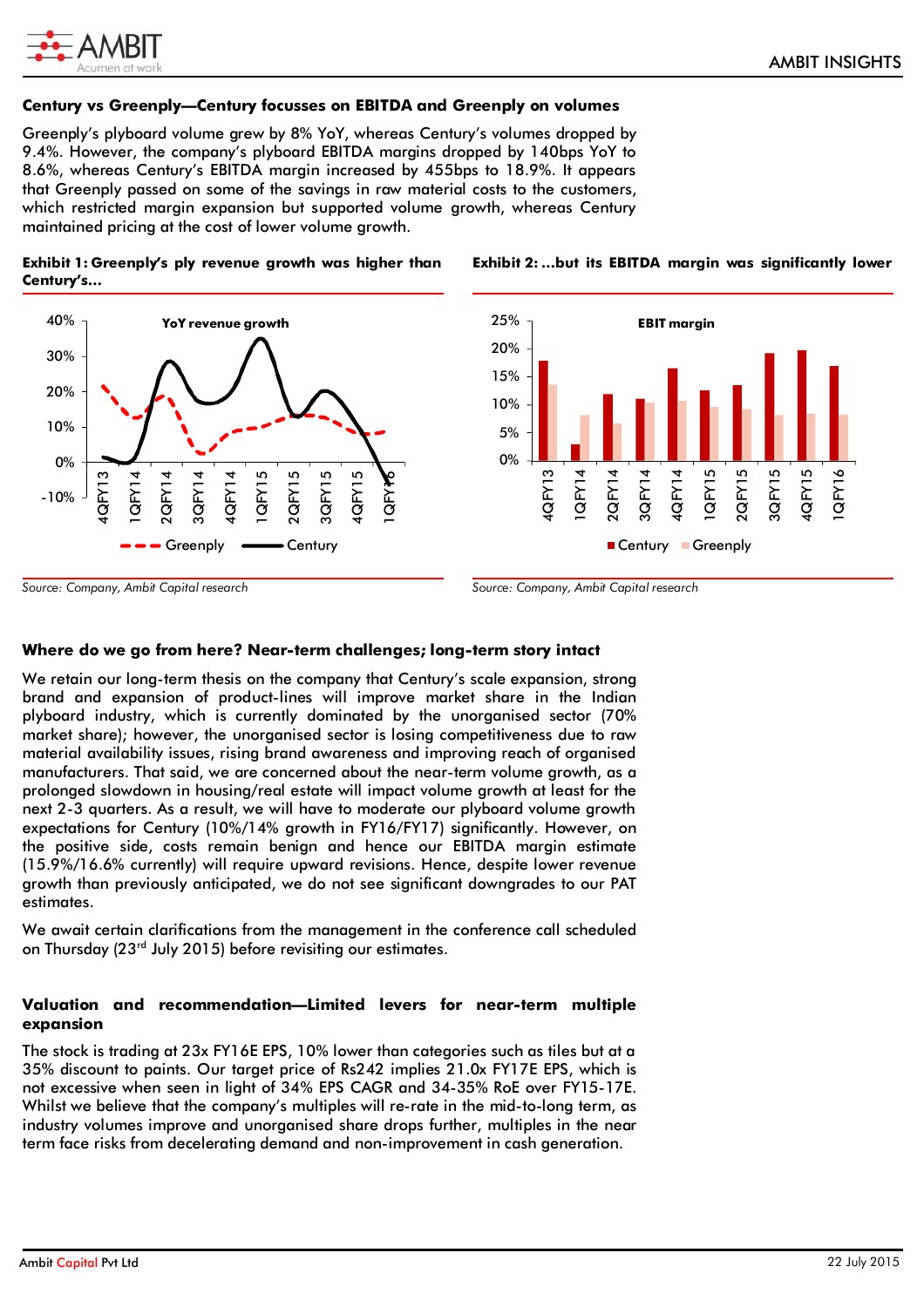## Century vs Greenply—Century focusses on EBITDA and Greenply on volumes

Greenply's plyboard volume grew by 8% YoY, whereas Century's volumes dropped by 9.4%. However, the company's plyboard EBITDA margins dropped by 140bps YoY to 8.6%, whereas Century's EBITDA margin increased by 455bps to 18.9%. It appears that Greenply passed on some of the savings in raw material costs to the customers, which restricted margin expansion but supported volume growth, whereas Century maintained pricing at the cost of lower volume growth.

**Exhibit 1: Greenply's ply revenue growth was higher than Century's...**

Source: Company, Ambit Capital research

**Exhibit 2: ...but its EBITDA margin was significantly lower**

Source: Company, Ambit Capital research

## Where do we go from here? Near-term challenges; long-term story intact

We retain our long-term thesis on the company that Century's scale expansion, strong brand and expansion of product-lines will improve market share in the Indian plyboard industry, which is currently dominated by the unorganised sector (70% market share); however, the unorganised sector is losing competitiveness due to raw material availability issues, rising brand awareness and improving reach of organised manufacturers. That said, we are concerned about the near-term volume growth, as a prolonged slowdown in housing/real estate will impact volume growth at least for the next 2-3 quarters. As a result, we will have to moderate our plyboard volume growth expectations for Century (10%/14% growth in FY16/FY17) significantly. However, on the positive side, costs remain benign and hence our EBITDA margin estimate (15.9%/16.6% currently) will require upward revisions. Hence, despite lower revenue growth than previously anticipated, we do not see significant downgrades to our PAT estimates.

We await certain clarifications from the management in the conference call scheduled on Thursday (23rd July 2015) before revisiting our estimates.

## Valuation and recommendation—Limited levers for near-term multiple expansion

The stock is trading at 23x FY16E EPS, 10% lower than categories such as tiles but at a 35% discount to paints. Our target price of Rs242 implies 21.0x FY17E EPS, which is not excessive when seen in light of 34% EPS CAGR and 34-35% RoE over FY15-17E. Whilst we believe that the company's multiples will re-rate in the mid-to-long term, as industry volumes improve and unorganised share drops further, multiples in the near term face risks from decelerating demand and non-improvement in cash generation.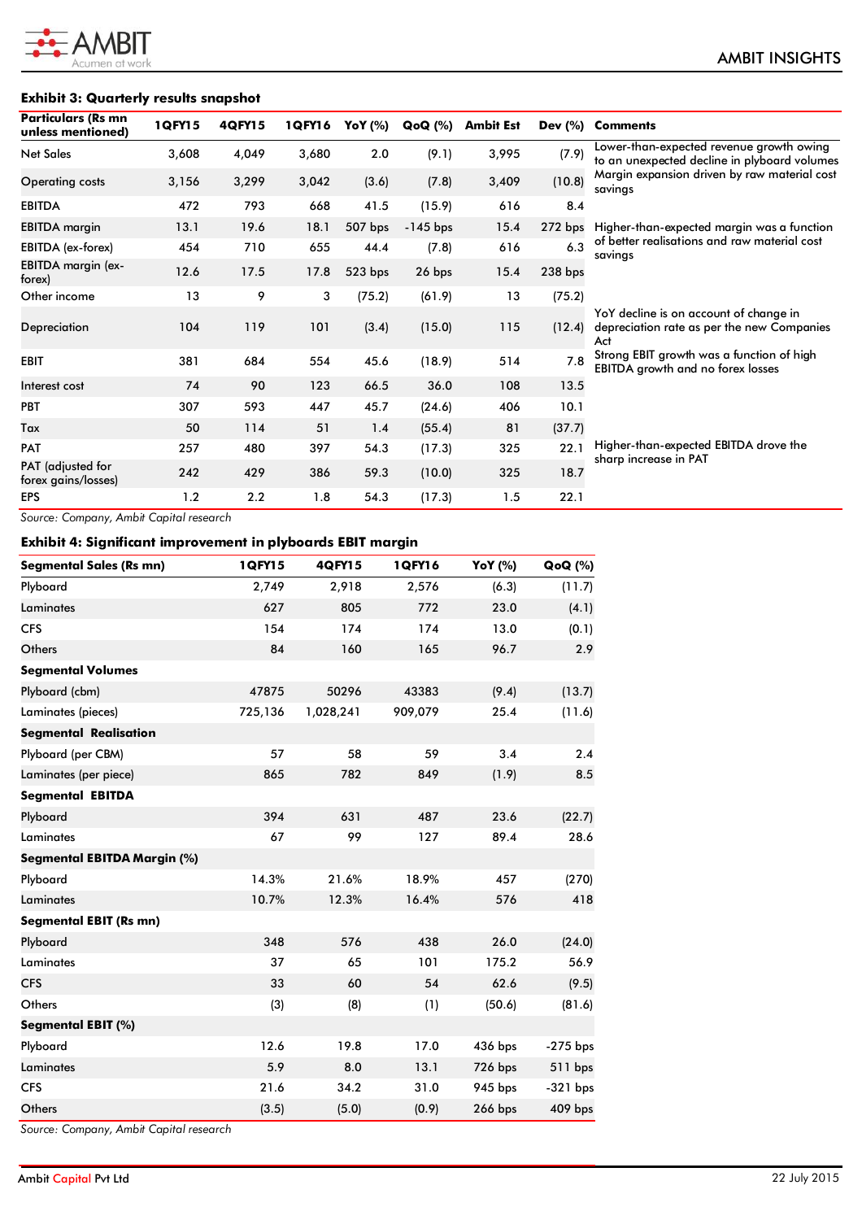### Exhibit 3: Quarterly results snapshot

| Particulars (Rs mn unless mentioned) | 1QFY15 | 4QFY15 | 1QFY16 | YoY (%) | QoQ (%) | Ambit Est | Dev (%) | Comments |
|---|---|---|---|---|---|---|---|---|
| Net Sales | 3,608 | 4,049 | 3,680 | 2.0 | (9.1) | 3,995 | (7.9) | Lower-than-expected revenue growth owing to an unexpected decline in plyboard volumes |
| Operating costs | 3,156 | 3,299 | 3,042 | (3.6) | (7.8) | 3,409 | (10.8) | Margin expansion driven by raw material cost savings |
| EBITDA | 472 | 793 | 668 | 41.5 | (15.9) | 616 | 8.4 | |
| EBITDA margin | 13.1 | 19.6 | 18.1 | 507 bps | -145 bps | 15.4 | 272 bps | Higher-than-expected margin was a function of better realisations and raw material cost savings |
| EBITDA (ex-forex) | 454 | 710 | 655 | 44.4 | (7.8) | 616 | 6.3 | |
| EBITDA margin (ex-forex) | 12.6 | 17.5 | 17.8 | 523 bps | 26 bps | 15.4 | 238 bps | |
| Other income | 13 | 9 | 3 | (75.2) | (61.9) | 13 | (75.2) | |
| Depreciation | 104 | 119 | 101 | (3.4) | (15.0) | 115 | (12.4) | YoY decline is on account of change in depreciation rate as per the new Companies Act |
| EBIT | 381 | 684 | 554 | 45.6 | (18.9) | 514 | 7.8 | Strong EBIT growth was a function of high EBITDA growth and no forex losses |
| Interest cost | 74 | 90 | 123 | 66.5 | 36.0 | 108 | 13.5 | |
| PBT | 307 | 593 | 447 | 45.7 | (24.6) | 406 | 10.1 | |
| Tax | 50 | 114 | 51 | 1.4 | (55.4) | 81 | (37.7) | |
| PAT | 257 | 480 | 397 | 54.3 | (17.3) | 325 | 22.1 | Higher-than-expected EBITDA drove the sharp increase in PAT |
| PAT (adjusted for forex gains/losses) | 242 | 429 | 386 | 59.3 | (10.0) | 325 | 18.7 | |
| EPS | 1.2 | 2.2 | 1.8 | 54.3 | (17.3) | 1.5 | 22.1 | |

*Source: Company, Ambit Capital research*

### Exhibit 4: Significant improvement in plyboards EBIT margin

| Segmental Sales (Rs mn) | 1QFY15 | 4QFY15 | 1QFY16 | YoY (%) | QoQ (%) |
|---|---|---|---|---|---|
| Plyboard | 2,749 | 2,918 | 2,576 | (6.3) | (11.7) |
| Laminates | 627 | 805 | 772 | 23.0 | (4.1) |
| CFS | 154 | 174 | 174 | 13.0 | (0.1) |
| Others | 84 | 160 | 165 | 96.7 | 2.9 |
| **Segmental Volumes** | | | | | |
| Plyboard (cbm) | 47875 | 50296 | 43383 | (9.4) | (13.7) |
| Laminates (pieces) | 725,136 | 1,028,241 | 909,079 | 25.4 | (11.6) |
| **Segmental Realisation** | | | | | |
| Plyboard (per CBM) | 57 | 58 | 59 | 3.4 | 2.4 |
| Laminates (per piece) | 865 | 782 | 849 | (1.9) | 8.5 |
| **Segmental EBITDA** | | | | | |
| Plyboard | 394 | 631 | 487 | 23.6 | (22.7) |
| Laminates | 67 | 99 | 127 | 89.4 | 28.6 |
| **Segmental EBITDA Margin (%)** | | | | | |
| Plyboard | 14.3% | 21.6% | 18.9% | 457 | (270) |
| Laminates | 10.7% | 12.3% | 16.4% | 576 | 418 |
| **Segmental EBIT (Rs mn)** | | | | | |
| Plyboard | 348 | 576 | 438 | 26.0 | (24.0) |
| Laminates | 37 | 65 | 101 | 175.2 | 56.9 |
| CFS | 33 | 60 | 54 | 62.6 | (9.5) |
| Others | (3) | (8) | (1) | (50.6) | (81.6) |
| **Segmental EBIT (%)** | | | | | |
| Plyboard | 12.6 | 19.8 | 17.0 | 436 bps | -275 bps |
| Laminates | 5.9 | 8.0 | 13.1 | 726 bps | 511 bps |
| CFS | 21.6 | 34.2 | 31.0 | 945 bps | -321 bps |
| Others | (3.5) | (5.0) | (0.9) | 266 bps | 409 bps |

*Source: Company, Ambit Capital research*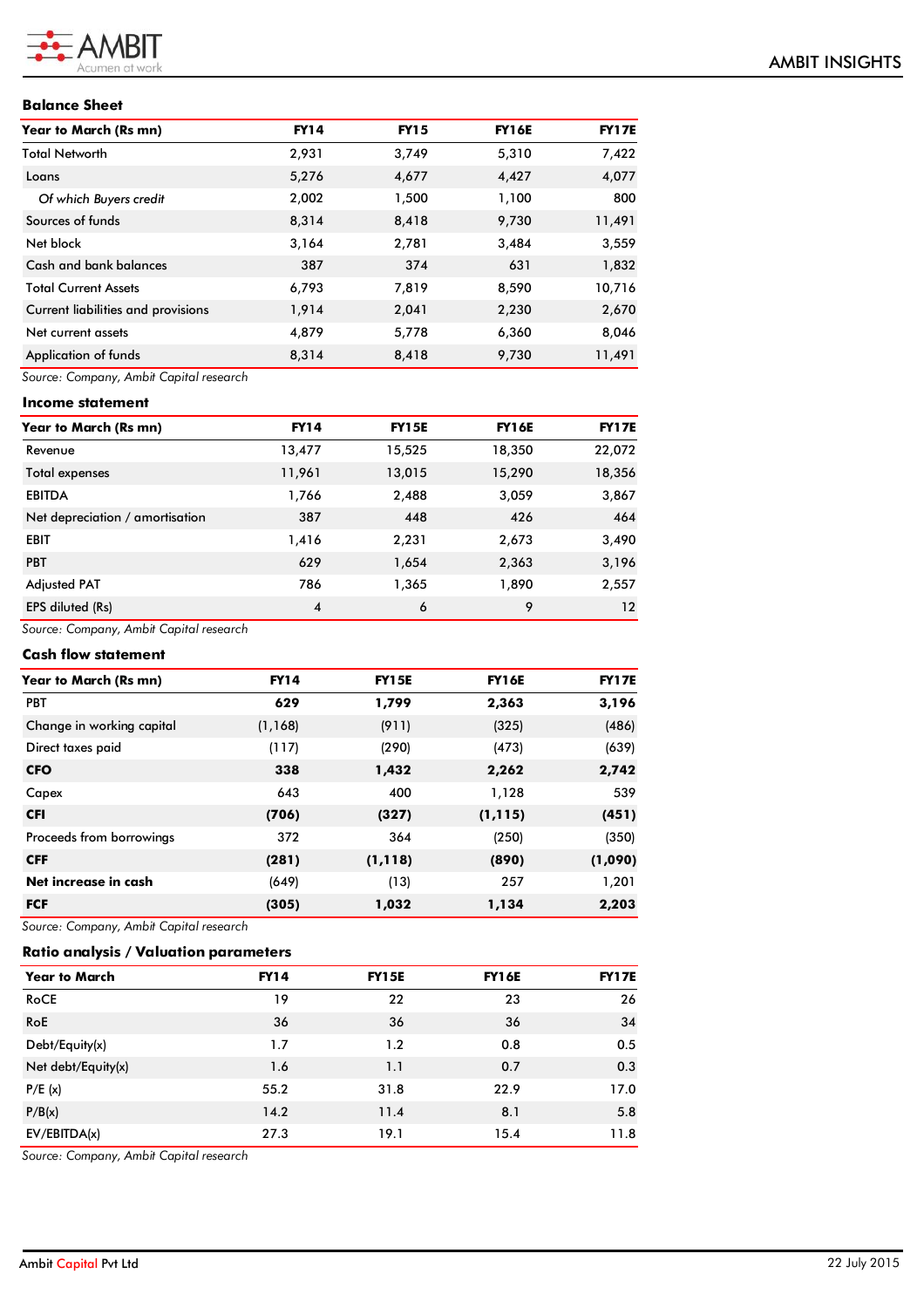### Balance Sheet

| Year to March (Rs mn) | FY14 | FY15 | FY16E | FY17E |
|---|---|---|---|---|
| Total Networth | 2,931 | 3,749 | 5,310 | 7,422 |
| Loans | 5,276 | 4,677 | 4,427 | 4,077 |
| *Of which Buyers credit* | 2,002 | 1,500 | 1,100 | 800 |
| Sources of funds | 8,314 | 8,418 | 9,730 | 11,491 |
| Net block | 3,164 | 2,781 | 3,484 | 3,559 |
| Cash and bank balances | 387 | 374 | 631 | 1,832 |
| Total Current Assets | 6,793 | 7,819 | 8,590 | 10,716 |
| Current liabilities and provisions | 1,914 | 2,041 | 2,230 | 2,670 |
| Net current assets | 4,879 | 5,778 | 6,360 | 8,046 |
| Application of funds | 8,314 | 8,418 | 9,730 | 11,491 |

*Source: Company, Ambit Capital research*

### Income statement

| Year to March (Rs mn) | FY14 | FY15E | FY16E | FY17E |
|---|---|---|---|---|
| Revenue | 13,477 | 15,525 | 18,350 | 22,072 |
| Total expenses | 11,961 | 13,015 | 15,290 | 18,356 |
| EBITDA | 1,766 | 2,488 | 3,059 | 3,867 |
| Net depreciation / amortisation | 387 | 448 | 426 | 464 |
| EBIT | 1,416 | 2,231 | 2,673 | 3,490 |
| PBT | 629 | 1,654 | 2,363 | 3,196 |
| Adjusted PAT | 786 | 1,365 | 1,890 | 2,557 |
| EPS diluted (Rs) | 4 | 6 | 9 | 12 |

*Source: Company, Ambit Capital research*

### Cash flow statement

| Year to March (Rs mn) | FY14 | FY15E | FY16E | FY17E |
|---|---|---|---|---|
| **PBT** | **629** | **1,799** | **2,363** | **3,196** |
| Change in working capital | (1,168) | (911) | (325) | (486) |
| Direct taxes paid | (117) | (290) | (473) | (639) |
| **CFO** | **338** | **1,432** | **2,262** | **2,742** |
| Capex | 643 | 400 | 1,128 | 539 |
| **CFI** | **(706)** | **(327)** | **(1,115)** | **(451)** |
| Proceeds from borrowings | 372 | 364 | (250) | (350) |
| **CFF** | **(281)** | **(1,118)** | **(890)** | **(1,090)** |
| **Net increase in cash** | (649) | (13) | 257 | 1,201 |
| **FCF** | **(305)** | **1,032** | **1,134** | **2,203** |

*Source: Company, Ambit Capital research*

### Ratio analysis / Valuation parameters

| Year to March | FY14 | FY15E | FY16E | FY17E |
|---|---|---|---|---|
| RoCE | 19 | 22 | 23 | 26 |
| RoE | 36 | 36 | 36 | 34 |
| Debt/Equity(x) | 1.7 | 1.2 | 0.8 | 0.5 |
| Net debt/Equity(x) | 1.6 | 1.1 | 0.7 | 0.3 |
| P/E (x) | 55.2 | 31.8 | 22.9 | 17.0 |
| P/B(x) | 14.2 | 11.4 | 8.1 | 5.8 |
| EV/EBITDA(x) | 27.3 | 19.1 | 15.4 | 11.8 |

*Source: Company, Ambit Capital research*